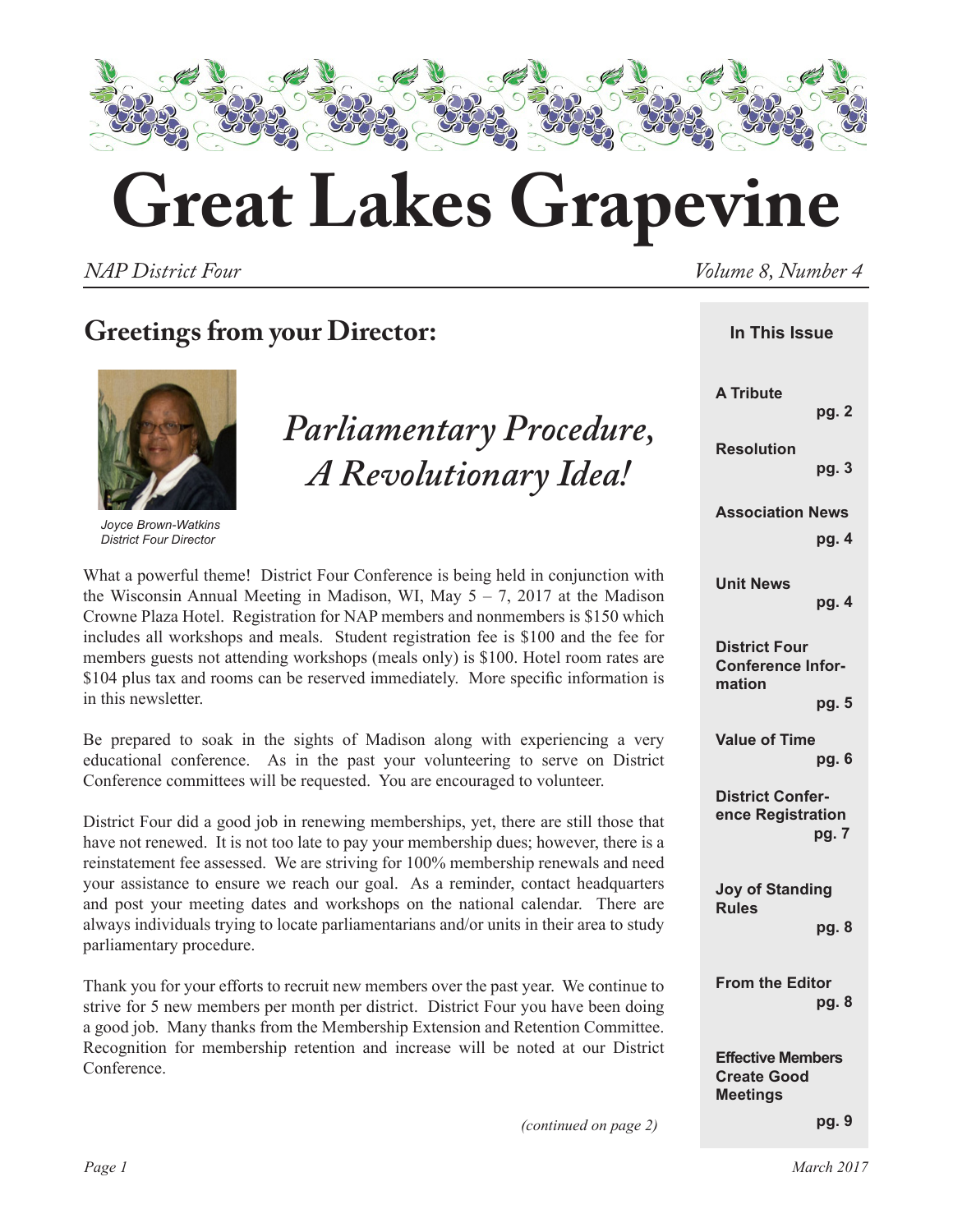# Great Lakes Grapevine

*NAP District Four* *Volume 8, Number 4*

## Greetings from your Director:

*Joyce Brown-Watkins*
*District Four Director*

## *Parliamentary Procedure, A Revolutionary Idea!*

What a powerful theme! District Four Conference is being held in conjunction with the Wisconsin Annual Meeting in Madison, WI, May 5 – 7, 2017 at the Madison Crowne Plaza Hotel. Registration for NAP members and nonmembers is $150 which includes all workshops and meals. Student registration fee is $100 and the fee for members guests not attending workshops (meals only) is $100. Hotel room rates are $104 plus tax and rooms can be reserved immediately. More specific information is in this newsletter.

Be prepared to soak in the sights of Madison along with experiencing a very educational conference. As in the past your volunteering to serve on District Conference committees will be requested. You are encouraged to volunteer.

District Four did a good job in renewing memberships, yet, there are still those that have not renewed. It is not too late to pay your membership dues; however, there is a reinstatement fee assessed. We are striving for 100% membership renewals and need your assistance to ensure we reach our goal. As a reminder, contact headquarters and post your meeting dates and workshops on the national calendar. There are always individuals trying to locate parliamentarians and/or units in their area to study parliamentary procedure.

Thank you for your efforts to recruit new members over the past year. We continue to strive for 5 new members per month per district. District Four you have been doing a good job. Many thanks from the Membership Extension and Retention Committee. Recognition for membership retention and increase will be noted at our District Conference.

*(continued on page 2)*

**In This Issue**

- **A Tribute** pg. 2
- **Resolution** pg. 3
- **Association News** pg. 4
- **Unit News** pg. 4
- **District Four Conference Information** pg. 5
- **Value of Time** pg. 6
- **District Conference Registration** pg. 7
- **Joy of Standing Rules** pg. 8
- **From the Editor** pg. 8
- **Effective Members Create Good Meetings** pg. 9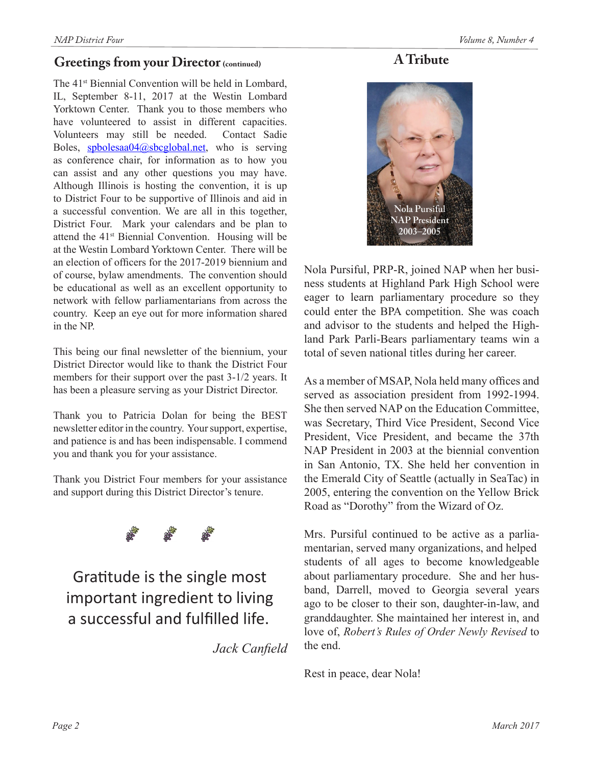## Greetings from your Director (continued)

The 41st Biennial Convention will be held in Lombard, IL, September 8-11, 2017 at the Westin Lombard Yorktown Center. Thank you to those members who have volunteered to assist in different capacities. Volunteers may still be needed. Contact Sadie Boles, spbolesaa04@sbcglobal.net, who is serving as conference chair, for information as to how you can assist and any other questions you may have. Although Illinois is hosting the convention, it is up to District Four to be supportive of Illinois and aid in a successful convention. We are all in this together, District Four. Mark your calendars and be plan to attend the 41st Biennial Convention. Housing will be at the Westin Lombard Yorktown Center. There will be an election of officers for the 2017-2019 biennium and of course, bylaw amendments. The convention should be educational as well as an excellent opportunity to network with fellow parliamentarians from across the country. Keep an eye out for more information shared in the NP.

This being our final newsletter of the biennium, your District Director would like to thank the District Four members for their support over the past 3-1/2 years. It has been a pleasure serving as your District Director.

Thank you to Patricia Dolan for being the BEST newsletter editor in the country. Your support, expertise, and patience is and has been indispensable. I commend you and thank you for your assistance.

Thank you District Four members for your assistance and support during this District Director's tenure.

Gratitude is the single most important ingredient to living a successful and fulfilled life.

*Jack Canfield*

## A Tribute

Nola Pursiful
NAP President
2003–2005

Nola Pursiful, PRP-R, joined NAP when her business students at Highland Park High School were eager to learn parliamentary procedure so they could enter the BPA competition. She was coach and advisor to the students and helped the Highland Park Parli-Bears parliamentary teams win a total of seven national titles during her career.

As a member of MSAP, Nola held many offices and served as association president from 1992-1994. She then served NAP on the Education Committee, was Secretary, Third Vice President, Second Vice President, Vice President, and became the 37th NAP President in 2003 at the biennial convention in San Antonio, TX. She held her convention in the Emerald City of Seattle (actually in SeaTac) in 2005, entering the convention on the Yellow Brick Road as "Dorothy" from the Wizard of Oz.

Mrs. Pursiful continued to be active as a parliamentarian, served many organizations, and helped students of all ages to become knowledgeable about parliamentary procedure. She and her husband, Darrell, moved to Georgia several years ago to be closer to their son, daughter-in-law, and granddaughter. She maintained her interest in, and love of, *Robert's Rules of Order Newly Revised* to the end.

Rest in peace, dear Nola!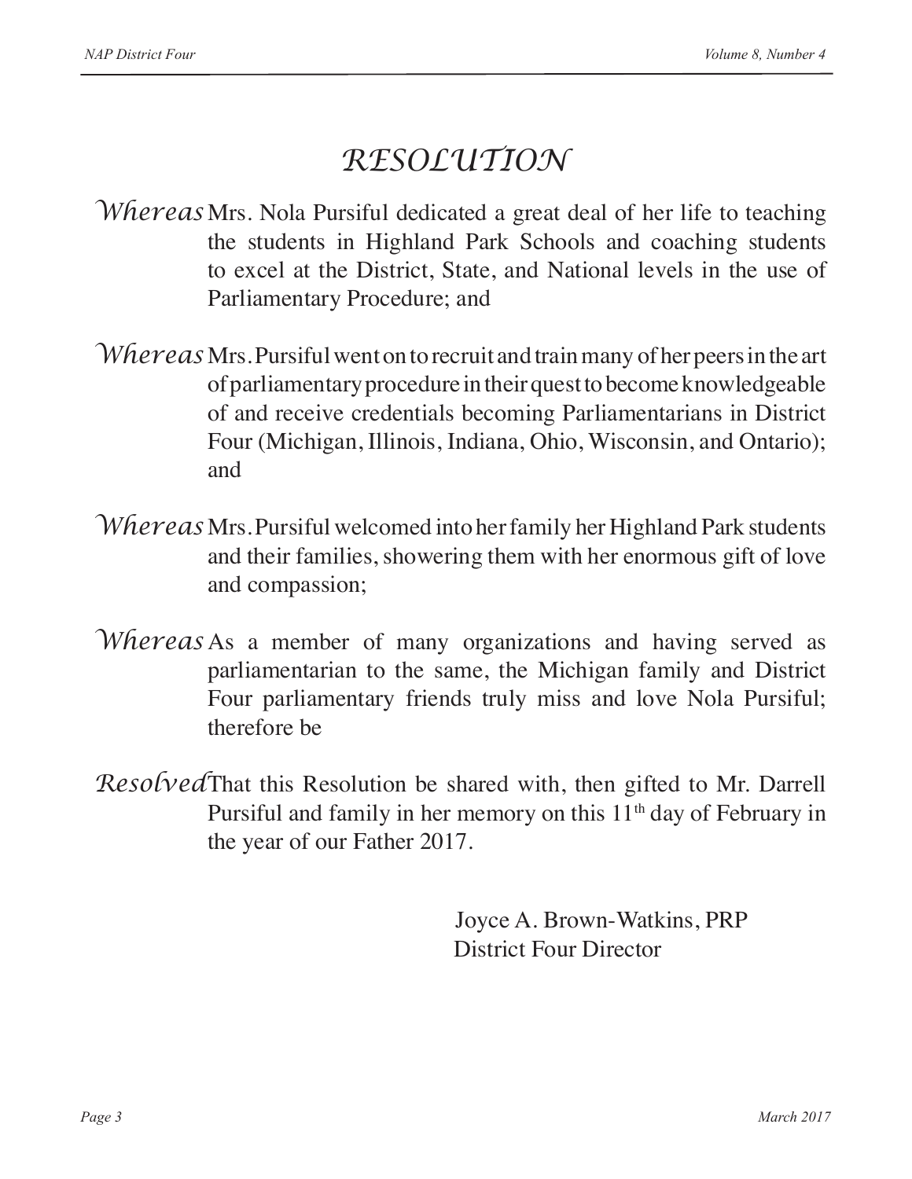# RESOLUTION

*Whereas* Mrs. Nola Pursiful dedicated a great deal of her life to teaching the students in Highland Park Schools and coaching students to excel at the District, State, and National levels in the use of Parliamentary Procedure; and

*Whereas* Mrs. Pursiful went on to recruit and train many of her peers in the art of parliamentary procedure in their quest to become knowledgeable of and receive credentials becoming Parliamentarians in District Four (Michigan, Illinois, Indiana, Ohio, Wisconsin, and Ontario); and

*Whereas* Mrs. Pursiful welcomed into her family her Highland Park students and their families, showering them with her enormous gift of love and compassion;

*Whereas* As a member of many organizations and having served as parliamentarian to the same, the Michigan family and District Four parliamentary friends truly miss and love Nola Pursiful; therefore be

*Resolved* That this Resolution be shared with, then gifted to Mr. Darrell Pursiful and family in her memory on this 11th day of February in the year of our Father 2017.

Joyce A. Brown-Watkins, PRP
District Four Director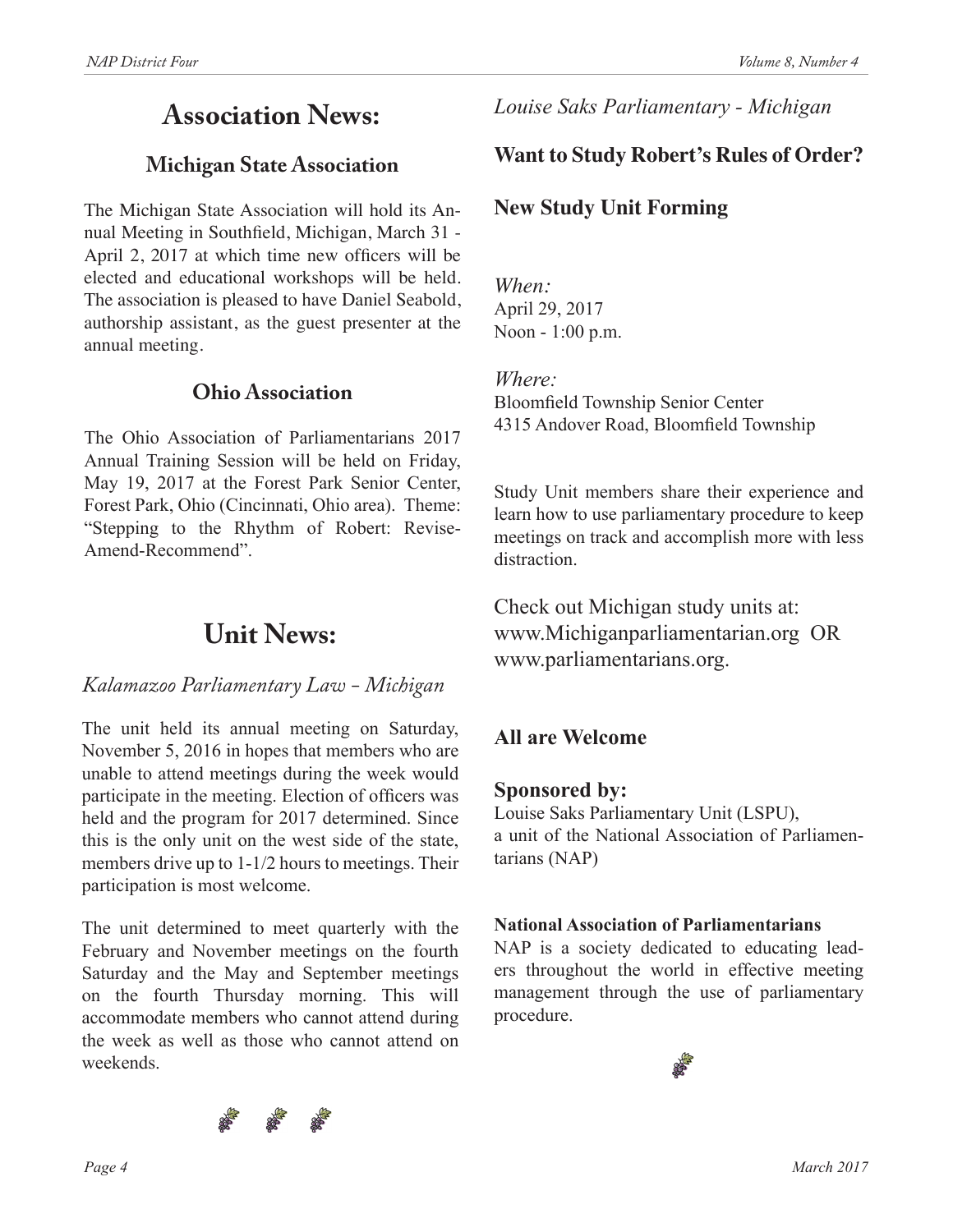# Association News:

## Michigan State Association

The Michigan State Association will hold its Annual Meeting in Southfield, Michigan, March 31 - April 2, 2017 at which time new officers will be elected and educational workshops will be held. The association is pleased to have Daniel Seabold, authorship assistant, as the guest presenter at the annual meeting.

## Ohio Association

The Ohio Association of Parliamentarians 2017 Annual Training Session will be held on Friday, May 19, 2017 at the Forest Park Senior Center, Forest Park, Ohio (Cincinnati, Ohio area). Theme: "Stepping to the Rhythm of Robert: Revise-Amend-Recommend".

# Unit News:

*Kalamazoo Parliamentary Law - Michigan*

The unit held its annual meeting on Saturday, November 5, 2016 in hopes that members who are unable to attend meetings during the week would participate in the meeting. Election of officers was held and the program for 2017 determined. Since this is the only unit on the west side of the state, members drive up to 1-1/2 hours to meetings. Their participation is most welcome.

The unit determined to meet quarterly with the February and November meetings on the fourth Saturday and the May and September meetings on the fourth Thursday morning. This will accommodate members who cannot attend during the week as well as those who cannot attend on weekends.

*Louise Saks Parliamentary - Michigan*

**Want to Study Robert's Rules of Order?**

**New Study Unit Forming**

*When:*
April 29, 2017
Noon - 1:00 p.m.

*Where:*
Bloomfield Township Senior Center
4315 Andover Road, Bloomfield Township

Study Unit members share their experience and learn how to use parliamentary procedure to keep meetings on track and accomplish more with less distraction.

Check out Michigan study units at:
www.Michiganparliamentarian.org OR
www.parliamentarians.org.

**All are Welcome**

**Sponsored by:**
Louise Saks Parliamentary Unit (LSPU),
a unit of the National Association of Parliamentarians (NAP)

**National Association of Parliamentarians**
NAP is a society dedicated to educating leaders throughout the world in effective meeting management through the use of parliamentary procedure.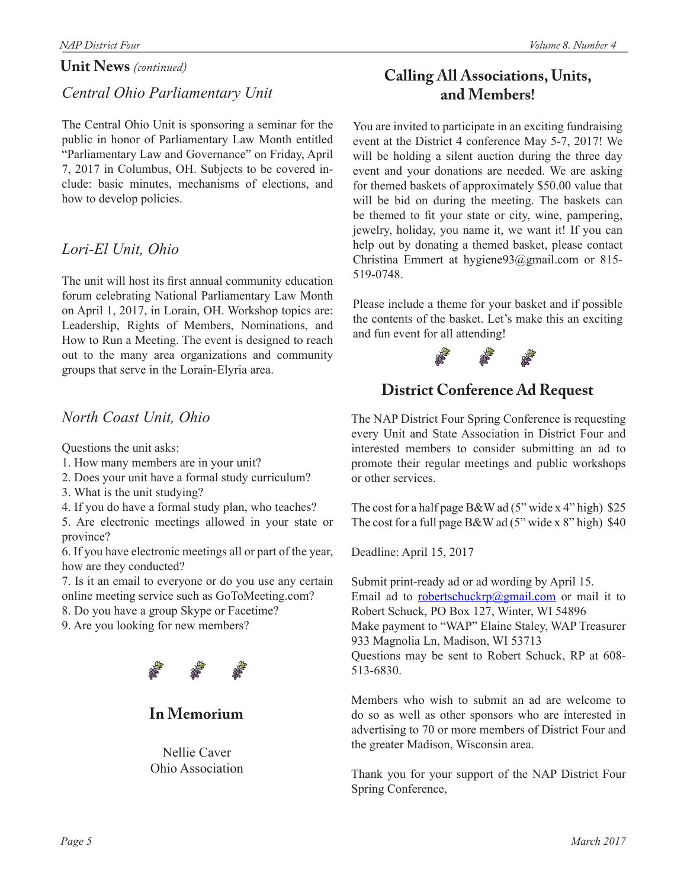## Unit News *(continued)*

### *Central Ohio Parliamentary Unit*

The Central Ohio Unit is sponsoring a seminar for the public in honor of Parliamentary Law Month entitled “Parliamentary Law and Governance” on Friday, April 7, 2017 in Columbus, OH. Subjects to be covered include: basic minutes, mechanisms of elections, and how to develop policies.

### *Lori-El Unit, Ohio*

The unit will host its first annual community education forum celebrating National Parliamentary Law Month on April 1, 2017, in Lorain, OH. Workshop topics are: Leadership, Rights of Members, Nominations, and How to Run a Meeting. The event is designed to reach out to the many area organizations and community groups that serve in the Lorain-Elyria area.

### *North Coast Unit, Ohio*

Questions the unit asks:

1. How many members are in your unit?
2. Does your unit have a formal study curriculum?
3. What is the unit studying?
4. If you do have a formal study plan, who teaches?
5. Are electronic meetings allowed in your state or province?
6. If you have electronic meetings all or part of the year, how are they conducted?
7. Is it an email to everyone or do you use any certain online meeting service such as GoToMeeting.com?
8. Do you have a group Skype or Facetime?
9. Are you looking for new members?

## In Memorium

Nellie Caver
Ohio Association

## Calling All Associations, Units, and Members!

You are invited to participate in an exciting fundraising event at the District 4 conference May 5-7, 2017! We will be holding a silent auction during the three day event and your donations are needed. We are asking for themed baskets of approximately $50.00 value that will be bid on during the meeting. The baskets can be themed to fit your state or city, wine, pampering, jewelry, holiday, you name it, we want it! If you can help out by donating a themed basket, please contact Christina Emmert at hygiene93@gmail.com or 815-519-0748.

Please include a theme for your basket and if possible the contents of the basket. Let’s make this an exciting and fun event for all attending!

## District Conference Ad Request

The NAP District Four Spring Conference is requesting every Unit and State Association in District Four and interested members to consider submitting an ad to promote their regular meetings and public workshops or other services.

The cost for a half page B&W ad (5” wide x 4” high) $25
The cost for a full page B&W ad (5” wide x 8” high) $40

Deadline: April 15, 2017

Submit print-ready ad or ad wording by April 15.
Email ad to robertschuckrp@gmail.com or mail it to Robert Schuck, PO Box 127, Winter, WI 54896
Make payment to “WAP” Elaine Staley, WAP Treasurer 933 Magnolia Ln, Madison, WI 53713
Questions may be sent to Robert Schuck, RP at 608-513-6830.

Members who wish to submit an ad are welcome to do so as well as other sponsors who are interested in advertising to 70 or more members of District Four and the greater Madison, Wisconsin area.

Thank you for your support of the NAP District Four Spring Conference,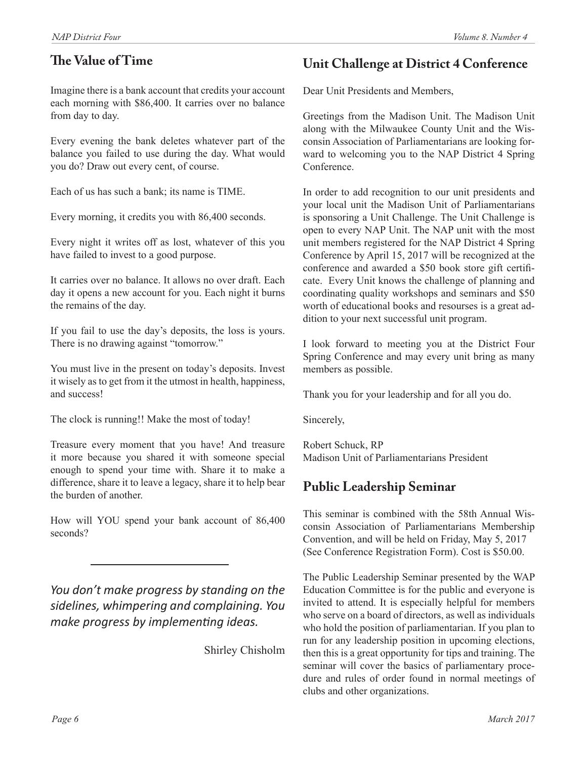## The Value of Time

Imagine there is a bank account that credits your account each morning with $86,400. It carries over no balance from day to day.

Every evening the bank deletes whatever part of the balance you failed to use during the day. What would you do? Draw out every cent, of course.

Each of us has such a bank; its name is TIME.

Every morning, it credits you with 86,400 seconds.

Every night it writes off as lost, whatever of this you have failed to invest to a good purpose.

It carries over no balance. It allows no over draft. Each day it opens a new account for you. Each night it burns the remains of the day.

If you fail to use the day's deposits, the loss is yours. There is no drawing against "tomorrow."

You must live in the present on today's deposits. Invest it wisely as to get from it the utmost in health, happiness, and success!

The clock is running!! Make the most of today!

Treasure every moment that you have! And treasure it more because you shared it with someone special enough to spend your time with. Share it to make a difference, share it to leave a legacy, share it to help bear the burden of another.

How will YOU spend your bank account of 86,400 seconds?

---

*You don't make progress by standing on the sidelines, whimpering and complaining. You make progress by implementing ideas.*

Shirley Chisholm

## Unit Challenge at District 4 Conference

Dear Unit Presidents and Members,

Greetings from the Madison Unit. The Madison Unit along with the Milwaukee County Unit and the Wisconsin Association of Parliamentarians are looking forward to welcoming you to the NAP District 4 Spring Conference.

In order to add recognition to our unit presidents and your local unit the Madison Unit of Parliamentarians is sponsoring a Unit Challenge. The Unit Challenge is open to every NAP Unit. The NAP unit with the most unit members registered for the NAP District 4 Spring Conference by April 15, 2017 will be recognized at the conference and awarded a $50 book store gift certificate. Every Unit knows the challenge of planning and coordinating quality workshops and seminars and $50 worth of educational books and resourses is a great addition to your next successful unit program.

I look forward to meeting you at the District Four Spring Conference and may every unit bring as many members as possible.

Thank you for your leadership and for all you do.

Sincerely,

Robert Schuck, RP
Madison Unit of Parliamentarians President

## Public Leadership Seminar

This seminar is combined with the 58th Annual Wisconsin Association of Parliamentarians Membership Convention, and will be held on Friday, May 5, 2017 (See Conference Registration Form). Cost is $50.00.

The Public Leadership Seminar presented by the WAP Education Committee is for the public and everyone is invited to attend. It is especially helpful for members who serve on a board of directors, as well as individuals who hold the position of parliamentarian. If you plan to run for any leadership position in upcoming elections, then this is a great opportunity for tips and training. The seminar will cover the basics of parliamentary procedure and rules of order found in normal meetings of clubs and other organizations.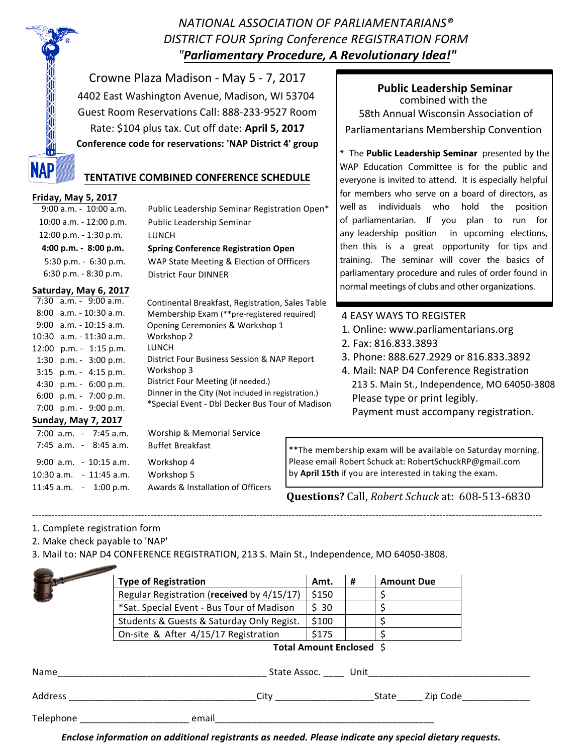# *NATIONAL ASSOCIATION OF PARLIAMENTARIANS®*
# *DISTRICT FOUR Spring Conference REGISTRATION FORM*
## *"Parliamentary Procedure, A Revolutionary Idea!"*

Crowne Plaza Madison - May 5 - 7, 2017

4402 East Washington Avenue, Madison, WI 53704

Guest Room Reservations Call: 888-233-9527 Room Rate: $104 plus tax. Cut off date: **April 5, 2017**

**Conference code for reservations: 'NAP District 4' group**

## TENTATIVE COMBINED CONFERENCE SCHEDULE

**Friday, May 5, 2017**

| | |
|---|---|
| 9:00 a.m. - 10:00 a.m. | Public Leadership Seminar Registration Open* |
| 10:00 a.m. - 12:00 p.m. | Public Leadership Seminar |
| 12:00 p.m. - 1:30 p.m. | LUNCH |
| **4:00 p.m. - 8:00 p.m.** | **Spring Conference Registration Open** |
| 5:30 p.m. - 6:30 p.m. | WAP State Meeting & Election of Offficers |
| 6:30 p.m. - 8:30 p.m. | District Four DINNER |

**Saturday, May 6, 2017**

| | |
|---|---|
| 7:30 a.m. - 9:00 a.m. | Continental Breakfast, Registration, Sales Table |
| 8:00 a.m. - 10:30 a.m. | Membership Exam (**pre-registered required) |
| 9:00 a.m. - 10:15 a.m. | Opening Ceremonies & Workshop 1 |
| 10:30 a.m. - 11:30 a.m. | Workshop 2 |
| 12:00 p.m. - 1:15 p.m. | LUNCH |
| 1:30 p.m. - 3:00 p.m. | District Four Business Session & NAP Report |
| 3:15 p.m. - 4:15 p.m. | Workshop 3 |
| 4:30 p.m. - 6:00 p.m. | District Four Meeting (if needed.) |
| 6:00 p.m. - 7:00 p.m. | Dinner in the City (Not included in registration.) |
| 7:00 p.m. - 9:00 p.m. | *Special Event - Dbl Decker Bus Tour of Madison |

**Sunday, May 7, 2017**

| | |
|---|---|
| 7:00 a.m. - 7:45 a.m. | Worship & Memorial Service |
| 7:45 a.m. - 8:45 a.m. | Buffet Breakfast |
| 9:00 a.m. - 10:15 a.m. | Workshop 4 |
| 10:30 a.m. - 11:45 a.m. | Workshop 5 |
| 11:45 a.m. - 1:00 p.m. | Awards & Installation of Officers |

**Public Leadership Seminar**
combined with the
58th Annual Wisconsin Association of Parliamentarians Membership Convention

\* The **Public Leadership Seminar** presented by the WAP Education Committee is for the public and everyone is invited to attend. It is especially helpful for members who serve on a board of directors, as well as individuals who hold the position of parliamentarian. If you plan to run for any leadership position in upcoming elections, then this is a great opportunity for tips and training. The seminar will cover the basics of parliamentary procedure and rules of order found in normal meetings of clubs and other organizations.

4 EASY WAYS TO REGISTER

1. Online: www.parliamentarians.org
2. Fax: 816.833.3893
3. Phone: 888.627.2929 or 816.833.3892
4. Mail: NAP D4 Conference Registration
   213 S. Main St., Independence, MO 64050-3808
   Please type or print legibly.
   Payment must accompany registration.

**The membership exam will be available on Saturday morning. Please email Robert Schuck at: RobertSchuckRP@gmail.com by **April 15th** if you are interested in taking the exam.

**Questions?** Call, *Robert Schuck* at: 608-513-6830

---

1. Complete registration form
2. Make check payable to 'NAP'
3. Mail to: NAP D4 CONFERENCE REGISTRATION, 213 S. Main St., Independence, MO 64050-3808.

| Type of Registration | Amt. | # | Amount Due |
|---|---|---|---|
| Regular Registration (**received** by 4/15/17) | $150 | | $ |
| *Sat. Special Event - Bus Tour of Madison | $ 30 | | $ |
| Students & Guests & Saturday Only Regist. | $100 | | $ |
| On-site & After 4/15/17 Registration | $175 | | $ |
| | | **Total Amount Enclosed** | $ |

Name________________________________________ State Assoc. ____ Unit________________________________

Address ____________________________________City __________________State_____ Zip Code_____________

Telephone ____________________ email__________________________________________

***Enclose information on additional registrants as needed. Please indicate any special dietary requests.***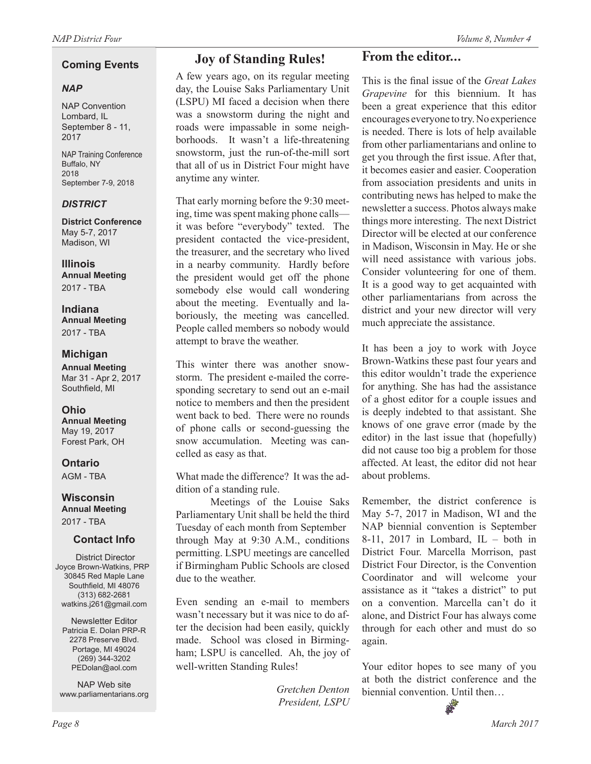## Coming Events

### *NAP*

NAP Convention
Lombard, IL
September 8 - 11, 2017

NAP Training Conference
Buffalo, NY
2018
September 7-9, 2018

### *DISTRICT*

**District Conference**
May 5-7, 2017
Madison, WI

**Illinois**
**Annual Meeting**
2017 - TBA

**Indiana**
**Annual Meeting**
2017 - TBA

**Michigan**
**Annual Meeting**
Mar 31 - Apr 2, 2017
Southfield, MI

**Ohio**
**Annual Meeting**
May 19, 2017
Forest Park, OH

**Ontario**
AGM - TBA

**Wisconsin**
**Annual Meeting**
2017 - TBA

### Contact Info

District Director
Joyce Brown-Watkins, PRP
30845 Red Maple Lane
Southfield, MI 48076
(313) 682-2681
watkins.j261@gmail.com

Newsletter Editor
Patricia E. Dolan PRP-R
2278 Preserve Blvd.
Portage, MI 49024
(269) 344-3202
PEDolan@aol.com

NAP Web site
www.parliamentarians.org

## Joy of Standing Rules!

A few years ago, on its regular meeting day, the Louise Saks Parliamentary Unit (LSPU) MI faced a decision when there was a snowstorm during the night and roads were impassable in some neighborhoods. It wasn't a life-threatening snowstorm, just the run-of-the-mill sort that all of us in District Four might have anytime any winter.

That early morning before the 9:30 meeting, time was spent making phone calls—it was before "everybody" texted. The president contacted the vice-president, the treasurer, and the secretary who lived in a nearby community. Hardly before the president would get off the phone somebody else would call wondering about the meeting. Eventually and laboriously, the meeting was cancelled. People called members so nobody would attempt to brave the weather.

This winter there was another snowstorm. The president e-mailed the corresponding secretary to send out an e-mail notice to members and then the president went back to bed. There were no rounds of phone calls or second-guessing the snow accumulation. Meeting was cancelled as easy as that.

What made the difference? It was the addition of a standing rule.

Meetings of the Louise Saks Parliamentary Unit shall be held the third Tuesday of each month from September through May at 9:30 A.M., conditions permitting. LSPU meetings are cancelled if Birmingham Public Schools are closed due to the weather.

Even sending an e-mail to members wasn't necessary but it was nice to do after the decision had been easily, quickly made. School was closed in Birmingham; LSPU is cancelled. Ah, the joy of well-written Standing Rules!

*Gretchen Denton*
*President, LSPU*

## From the editor...

This is the final issue of the *Great Lakes Grapevine* for this biennium. It has been a great experience that this editor encourages everyone to try. No experience is needed. There is lots of help available from other parliamentarians and online to get you through the first issue. After that, it becomes easier and easier. Cooperation from association presidents and units in contributing news has helped to make the newsletter a success. Photos always make things more interesting. The next District Director will be elected at our conference in Madison, Wisconsin in May. He or she will need assistance with various jobs. Consider volunteering for one of them. It is a good way to get acquainted with other parliamentarians from across the district and your new director will very much appreciate the assistance.

It has been a joy to work with Joyce Brown-Watkins these past four years and this editor wouldn't trade the experience for anything. She has had the assistance of a ghost editor for a couple issues and is deeply indebted to that assistant. She knows of one grave error (made by the editor) in the last issue that (hopefully) did not cause too big a problem for those affected. At least, the editor did not hear about problems.

Remember, the district conference is May 5-7, 2017 in Madison, WI and the NAP biennial convention is September 8-11, 2017 in Lombard, IL – both in District Four. Marcella Morrison, past District Four Director, is the Convention Coordinator and will welcome your assistance as it "takes a district" to put on a convention. Marcella can't do it alone, and District Four has always come through for each other and must do so again.

Your editor hopes to see many of you at both the district conference and the biennial convention. Until then…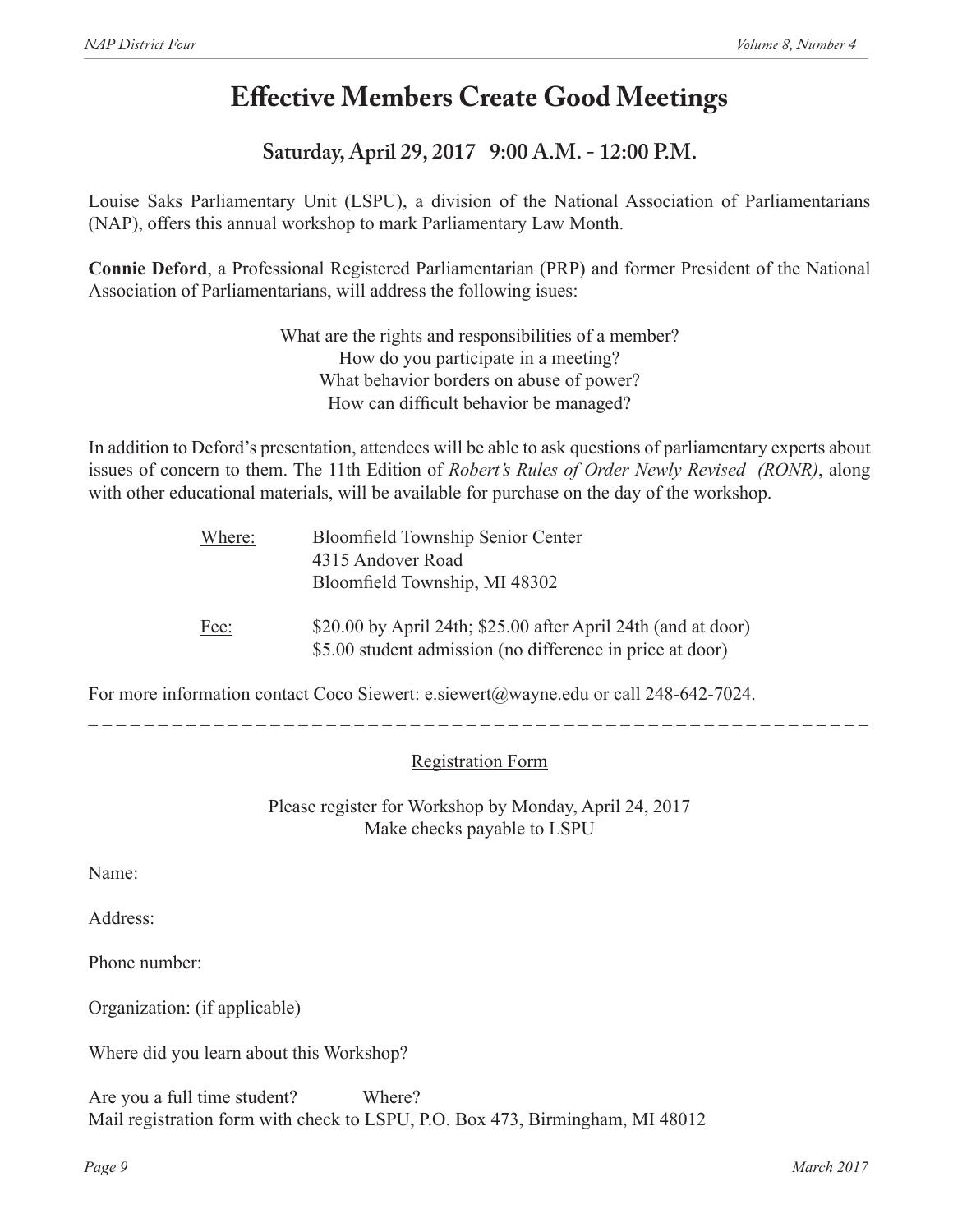# Effective Members Create Good Meetings

## Saturday, April 29, 2017 9:00 A.M. - 12:00 P.M.

Louise Saks Parliamentary Unit (LSPU), a division of the National Association of Parliamentarians (NAP), offers this annual workshop to mark Parliamentary Law Month.

**Connie Deford**, a Professional Registered Parliamentarian (PRP) and former President of the National Association of Parliamentarians, will address the following isues:

What are the rights and responsibilities of a member?
How do you participate in a meeting?
What behavior borders on abuse of power?
How can difficult behavior be managed?

In addition to Deford's presentation, attendees will be able to ask questions of parliamentary experts about issues of concern to them. The 11th Edition of *Robert's Rules of Order Newly Revised (RONR)*, along with other educational materials, will be available for purchase on the day of the workshop.

Where: Bloomfield Township Senior Center
4315 Andover Road
Bloomfield Township, MI 48302

Fee: $20.00 by April 24th; $25.00 after April 24th (and at door)
$5.00 student admission (no difference in price at door)

For more information contact Coco Siewert: e.siewert@wayne.edu or call 248-642-7024.

---

Registration Form

Please register for Workshop by Monday, April 24, 2017
Make checks payable to LSPU

Name:

Address:

Phone number:

Organization: (if applicable)

Where did you learn about this Workshop?

Are you a full time student? Where?
Mail registration form with check to LSPU, P.O. Box 473, Birmingham, MI 48012